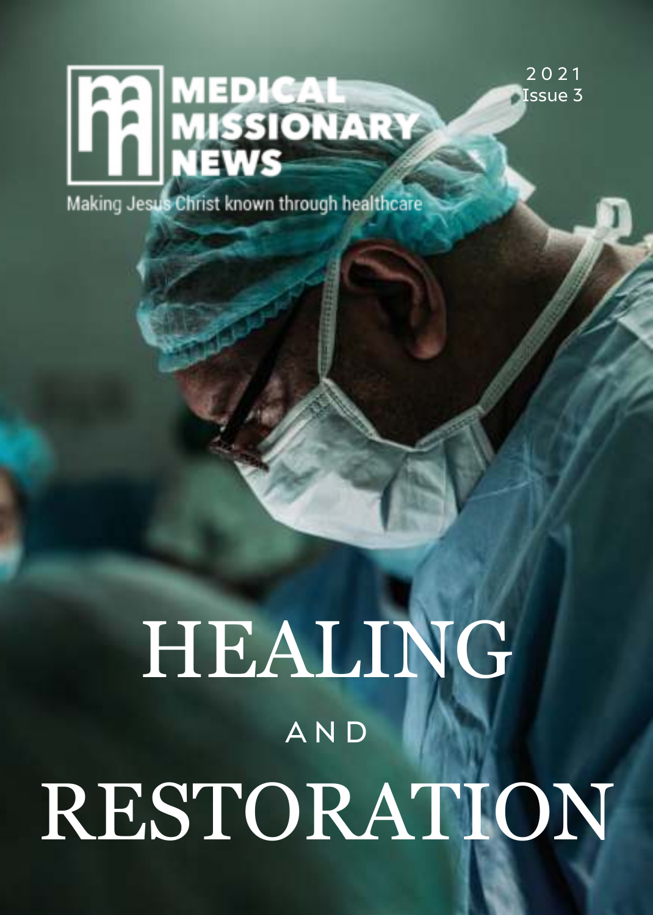# MEDICAL MISSIONARY NEWS

Making Jesus Christ known through healthcare

2021
Issue 3

# HEALING

AND

# RESTORATION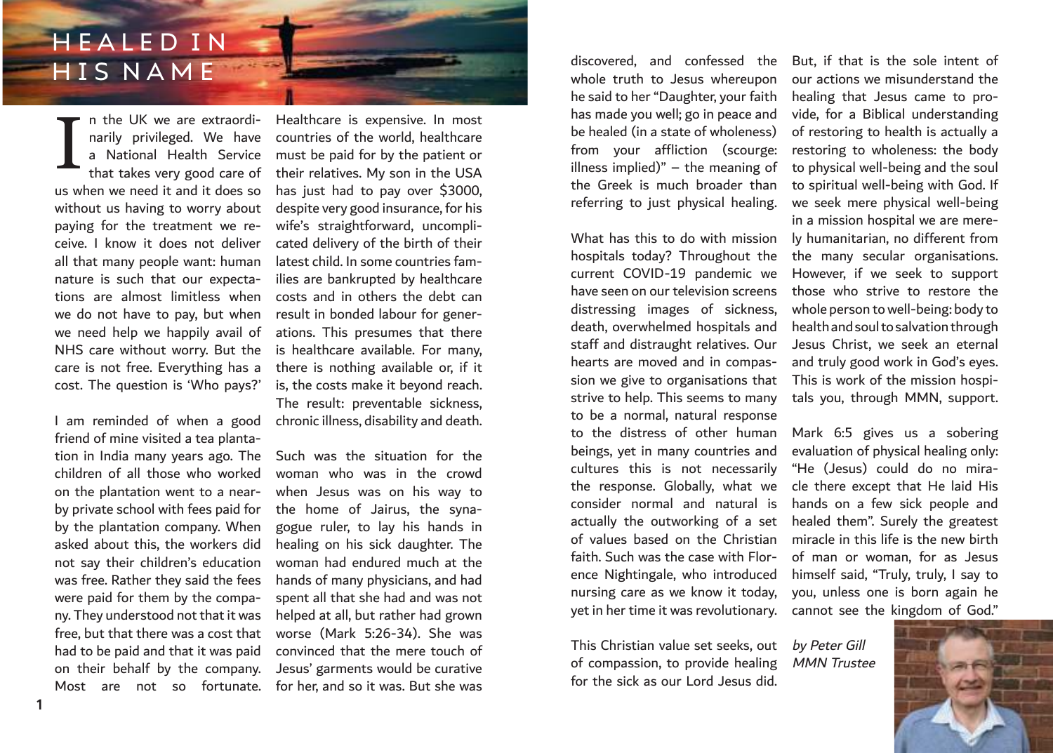# HEALED IN HIS NAME

In the UK we are extraordinarily privileged. We have a National Health Service that takes very good care of us when we need it and it does so without us having to worry about paying for the treatment we receive. I know it does not deliver all that many people want: human nature is such that our expectations are almost limitless when we do not have to pay, but when we need help we happily avail of NHS care without worry. But the care is not free. Everything has a cost. The question is 'Who pays?'

I am reminded of when a good friend of mine visited a tea plantation in India many years ago. The children of all those who worked on the plantation went to a nearby private school with fees paid for by the plantation company. When asked about this, the workers did not say their children's education was free. Rather they said the fees were paid for them by the company. They understood not that it was free, but rather that there was a cost that had to be paid and that it was paid on their behalf by the company. Most are not so fortunate. Healthcare is expensive. In most countries of the world, healthcare must be paid for by the patient or their relatives. My son in the USA has just had to pay over $3000, despite very good insurance, for his wife's straightforward, uncomplicated delivery of the birth of their latest child. In some countries families are bankrupted by healthcare costs and in others the debt can result in bonded labour for generations. This presumes that there is healthcare available. For many, there is nothing available or, if it is, the costs make it beyond reach. The result: preventable sickness, chronic illness, disability and death.

Such was the situation for the woman who was in the crowd when Jesus was on his way to the home of Jairus, the synagogue ruler, to lay his hands in healing on his sick daughter. The woman had endured much at the hands of many physicians, and had spent all that she had and was not helped at all, but rather had grown worse (Mark 5:26-34). She was convinced that the mere touch of Jesus' garments would be curative for her, and so it was. But she was discovered, and confessed the whole truth to Jesus whereupon he said to her "Daughter, your faith has made you well; go in peace and be healed (in a state of wholeness) from your affliction (scourge: illness implied)" – the meaning of the Greek is much broader than referring to just physical healing.

What has this to do with mission hospitals today? Throughout the current COVID-19 pandemic we have seen on our television screens distressing images of sickness, death, overwhelmed hospitals and staff and distraught relatives. Our hearts are moved and in compassion we give to organisations that strive to help. This seems to many to be a normal, natural response to the distress of other human beings, yet in many countries and cultures this is not necessarily the response. Globally, what we consider normal and natural is actually the outworking of a set of values based on the Christian faith. Such was the case with Florence Nightingale, who introduced nursing care as we know it today, yet in her time it was revolutionary.

This Christian value set seeks, out of compassion, to provide healing for the sick as our Lord Jesus did. But, if that is the sole intent of our actions we misunderstand the healing that Jesus came to provide, for a Biblical understanding of restoring to health is actually a restoring to wholeness: the body to physical well-being and the soul to spiritual well-being with God. If we seek mere physical well-being in a mission hospital we are merely humanitarian, no different from the many secular organisations. However, if we seek to support those who strive to restore the whole person to well-being: body to health and soul to salvation through Jesus Christ, we seek an eternal and truly good work in God's eyes. This is work of the mission hospitals you, through MMN, support.

Mark 6:5 gives us a sobering evaluation of physical healing only: "He (Jesus) could do no miracle there except that He laid His hands on a few sick people and healed them". Surely the greatest miracle in this life is the new birth of man or woman, for as Jesus himself said, "Truly, truly, I say to you, unless one is born again he cannot see the kingdom of God."

*by Peter Gill*
*MMN Trustee*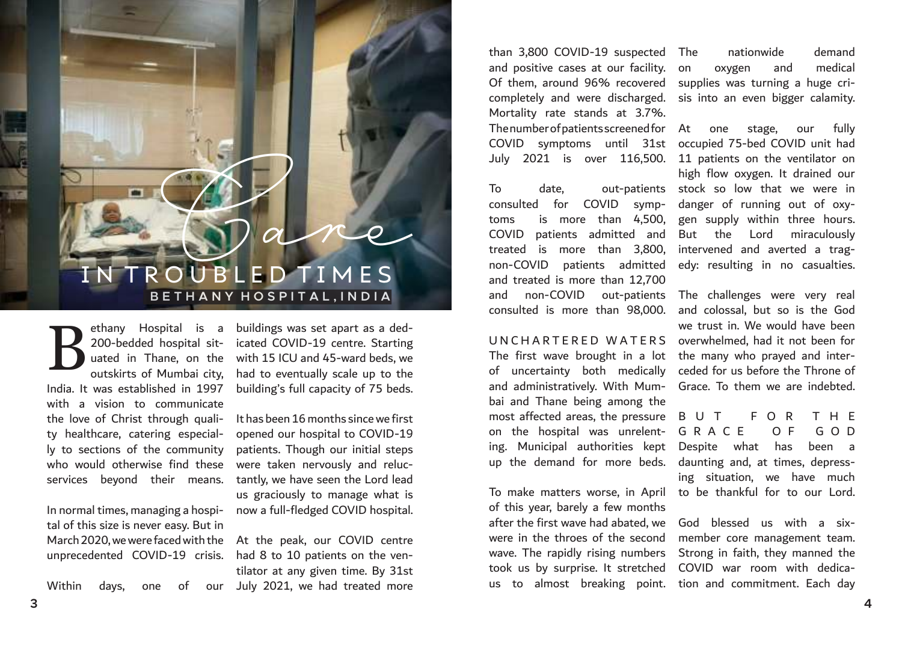# Care IN TROUBLED TIMES

## BETHANY HOSPITAL, INDIA

Bethany Hospital is a 200-bedded hospital situated in Thane, on the outskirts of Mumbai city, India. It was established in 1997 with a vision to communicate the love of Christ through quality healthcare, catering especially to sections of the community who would otherwise find these services beyond their means.

In normal times, managing a hospital of this size is never easy. But in March 2020, we were faced with the unprecedented COVID-19 crisis.

Within days, one of our buildings was set apart as a dedicated COVID-19 centre. Starting with 15 ICU and 45-ward beds, we had to eventually scale up to the building's full capacity of 75 beds.

It has been 16 months since we first opened our hospital to COVID-19 patients. Though our initial steps were taken nervously and reluctantly, we have seen the Lord lead us graciously to manage what is now a full-fledged COVID hospital.

At the peak, our COVID centre had 8 to 10 patients on the ventilator at any given time. By 31st July 2021, we had treated more than 3,800 COVID-19 suspected and positive cases at our facility. Of them, around 96% recovered completely and were discharged. Mortality rate stands at 3.7%. The number of patients screened for COVID symptoms until 31st July 2021 is over 116,500.

To date, out-patients consulted for COVID symptoms is more than 4,500, COVID patients admitted and treated is more than 3,800, non-COVID patients admitted and treated is more than 12,700 and non-COVID out-patients consulted is more than 98,000.

### UNCHARTERED WATERS

The first wave brought in a lot of uncertainty both medically and administratively. With Mumbai and Thane being among the most affected areas, the pressure on the hospital was unrelenting. Municipal authorities kept up the demand for more beds.

To make matters worse, in April of this year, barely a few months after the first wave had abated, we were in the throes of the second wave. The rapidly rising numbers took us by surprise. It stretched us to almost breaking point. The nationwide demand on oxygen and medical supplies was turning a huge crisis into an even bigger calamity.

At one stage, our fully occupied 75-bed COVID unit had 11 patients on the ventilator on high flow oxygen. It drained our stock so low that we were in danger of running out of oxygen supply within three hours. But the Lord miraculously intervened and averted a tragedy: resulting in no casualties.

The challenges were very real and colossal, but so is the God we trust in. We would have been overwhelmed, had it not been for the many who prayed and interceded for us before the Throne of Grace. To them we are indebted.

### BUT FOR THE GRACE OF GOD

Despite what has been a daunting and, at times, depressing situation, we have much to be thankful for to our Lord.

God blessed us with a six-member core management team. Strong in faith, they manned the COVID war room with dedication and commitment. Each day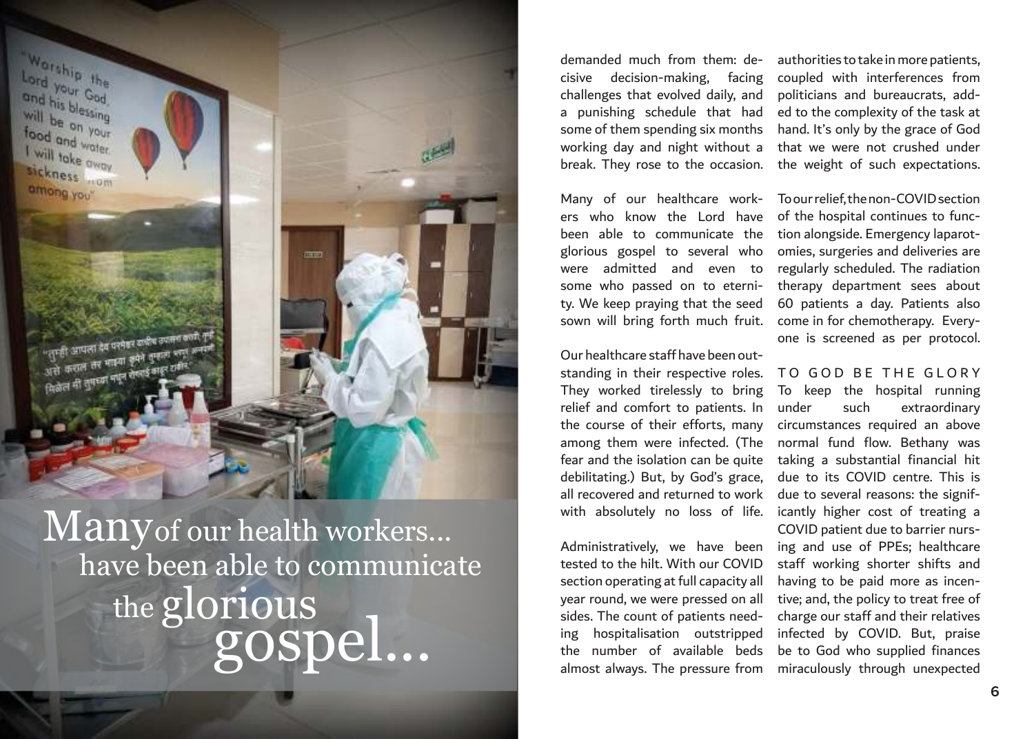Many of our health workers... have been able to communicate the glorious gospel...

demanded much from them: decisive decision-making, facing challenges that evolved daily, and a punishing schedule that had some of them spending six months working day and night without a break. They rose to the occasion.

Many of our healthcare workers who know the Lord have been able to communicate the glorious gospel to several who were admitted and even to some who passed on to eternity. We keep praying that the seed sown will bring forth much fruit.

Our healthcare staff have been outstanding in their respective roles. They worked tirelessly to bring relief and comfort to patients. In the course of their efforts, many among them were infected. (The fear and the isolation can be quite debilitating.) But, by God's grace, all recovered and returned to work with absolutely no loss of life.

Administratively, we have been tested to the hilt. With our COVID section operating at full capacity all year round, we were pressed on all sides. The count of patients needing hospitalisation outstripped the number of available beds almost always. The pressure from authorities to take in more patients, coupled with interferences from politicians and bureaucrats, added to the complexity of the task at hand. It's only by the grace of God that we were not crushed under the weight of such expectations.

To our relief, the non-COVID section of the hospital continues to function alongside. Emergency laparotomies, surgeries and deliveries are regularly scheduled. The radiation therapy department sees about 60 patients a day. Patients also come in for chemotherapy. Everyone is screened as per protocol.

## TO GOD BE THE GLORY

To keep the hospital running under such extraordinary circumstances required an above normal fund flow. Bethany was taking a substantial financial hit due to its COVID centre. This is due to several reasons: the significantly higher cost of treating a COVID patient due to barrier nursing and use of PPEs; healthcare staff working shorter shifts and having to be paid more as incentive; and, the policy to treat free of charge our staff and their relatives infected by COVID. But, praise be to God who supplied finances miraculously through unexpected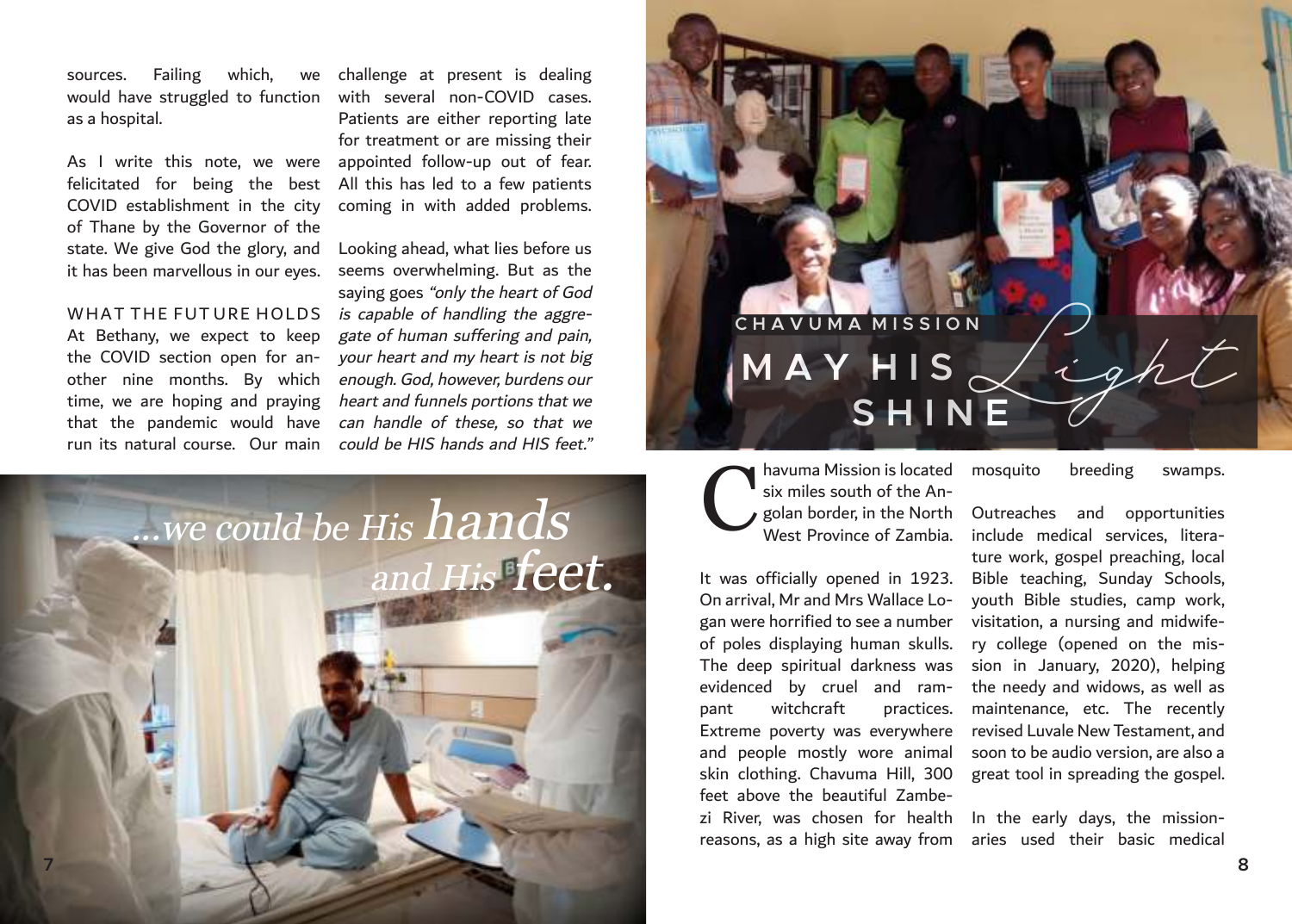sources. Failing which, we would have struggled to function as a hospital.

As I write this note, we were felicitated for being the best COVID establishment in the city of Thane by the Governor of the state. We give God the glory, and it has been marvellous in our eyes.

## WHAT THE FUTURE HOLDS

At Bethany, we expect to keep the COVID section open for another nine months. By which time, we are hoping and praying that the pandemic would have run its natural course. Our main challenge at present is dealing with several non-COVID cases. Patients are either reporting late for treatment or are missing their appointed follow-up out of fear. All this has led to a few patients coming in with added problems.

Looking ahead, what lies before us seems overwhelming. But as the saying goes *"only the heart of God is capable of handling the aggregate of human suffering and pain, your heart and my heart is not big enough. God, however, burdens our heart and funnels portions that we can handle of these, so that we could be HIS hands and HIS feet."*

*...we could be His hands and His feet.*

## CHAVUMA MISSION

# MAY HIS *Light* SHINE

Chavuma Mission is located six miles south of the Angolan border, in the North West Province of Zambia.

It was officially opened in 1923. On arrival, Mr and Mrs Wallace Logan were horrified to see a number of poles displaying human skulls. The deep spiritual darkness was evidenced by cruel and rampant witchcraft practices. Extreme poverty was everywhere and people mostly wore animal skin clothing. Chavuma Hill, 300 feet above the beautiful Zambezi River, was chosen for health reasons, as a high site away from mosquito breeding swamps.

Outreaches and opportunities include medical services, literature work, gospel preaching, local Bible teaching, Sunday Schools, youth Bible studies, camp work, visitation, a nursing and midwifery college (opened on the mission in January, 2020), helping the needy and widows, as well as maintenance, etc. The recently revised Luvale New Testament, and soon to be audio version, are also a great tool in spreading the gospel.

In the early days, the missionaries used their basic medical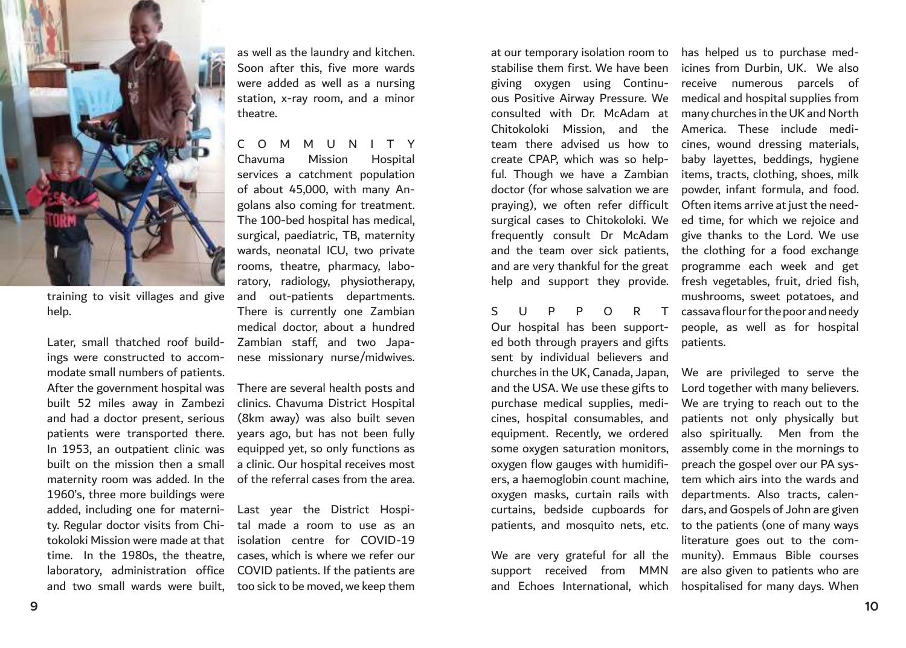training to visit villages and give help.

Later, small thatched roof buildings were constructed to accommodate small numbers of patients. After the government hospital was built 52 miles away in Zambezi and had a doctor present, serious patients were transported there. In 1953, an outpatient clinic was built on the mission then a small maternity room was added. In the 1960's, three more buildings were added, including one for maternity. Regular doctor visits from Chitokoloki Mission were made at that time. In the 1980s, the theatre, laboratory, administration office and two small wards were built, as well as the laundry and kitchen. Soon after this, five more wards were added as well as a nursing station, x-ray room, and a minor theatre.

## COMMUNITY

Chavuma Mission Hospital services a catchment population of about 45,000, with many Angolans also coming for treatment. The 100-bed hospital has medical, surgical, paediatric, TB, maternity wards, neonatal ICU, two private rooms, theatre, pharmacy, laboratory, radiology, physiotherapy, and out-patients departments. There is currently one Zambian medical doctor, about a hundred Zambian staff, and two Japanese missionary nurse/midwives.

There are several health posts and clinics. Chavuma District Hospital (8km away) was also built seven years ago, but has not been fully equipped yet, so only functions as a clinic. Our hospital receives most of the referral cases from the area.

Last year the District Hospital made a room to use as an isolation centre for COVID-19 cases, which is where we refer our COVID patients. If the patients are too sick to be moved, we keep them at our temporary isolation room to stabilise them first. We have been giving oxygen using Continuous Positive Airway Pressure. We consulted with Dr. McAdam at Chitokoloki Mission, and the team there advised us how to create CPAP, which was so helpful. Though we have a Zambian doctor (for whose salvation we are praying), we often refer difficult surgical cases to Chitokoloki. We frequently consult Dr McAdam and the team over sick patients, and are very thankful for the great help and support they provide.

## SUPPORT

Our hospital has been supported both through prayers and gifts sent by individual believers and churches in the UK, Canada, Japan, and the USA. We use these gifts to purchase medical supplies, medicines, hospital consumables, and equipment. Recently, we ordered some oxygen saturation monitors, oxygen flow gauges with humidifiers, a haemoglobin count machine, oxygen masks, curtain rails with curtains, bedside cupboards for patients, and mosquito nets, etc.

We are very grateful for all the support received from MMN and Echoes International, which has helped us to purchase medicines from Durbin, UK. We also receive numerous parcels of medical and hospital supplies from many churches in the UK and North America. These include medicines, wound dressing materials, baby layettes, beddings, hygiene items, tracts, clothing, shoes, milk powder, infant formula, and food. Often items arrive at just the needed time, for which we rejoice and give thanks to the Lord. We use the clothing for a food exchange programme each week and get fresh vegetables, fruit, dried fish, mushrooms, sweet potatoes, and cassava flour for the poor and needy people, as well as for hospital patients.

We are privileged to serve the Lord together with many believers. We are trying to reach out to the patients not only physically but also spiritually. Men from the assembly come in the mornings to preach the gospel over our PA system which airs into the wards and departments. Also tracts, calendars, and Gospels of John are given to the patients (one of many ways literature goes out to the community). Emmaus Bible courses are also given to patients who are hospitalised for many days. When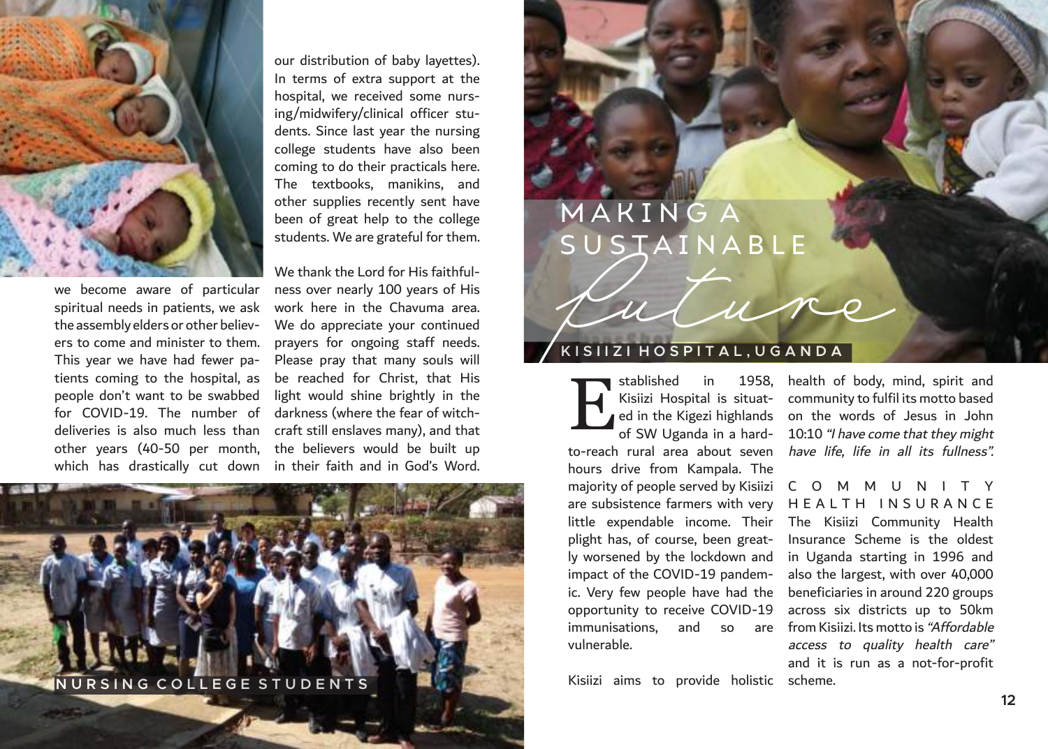we become aware of particular spiritual needs in patients, we ask the assembly elders or other believers to come and minister to them. This year we have had fewer patients coming to the hospital, as people don't want to be swabbed for COVID-19. The number of deliveries is also much less than other years (40-50 per month, which has drastically cut down our distribution of baby layettes). In terms of extra support at the hospital, we received some nursing/midwifery/clinical officer students. Since last year the nursing college students have also been coming to do their practicals here. The textbooks, manikins, and other supplies recently sent have been of great help to the college students. We are grateful for them.

We thank the Lord for His faithfulness over nearly 100 years of His work here in the Chavuma area. We do appreciate your continued prayers for ongoing staff needs. Please pray that many souls will be reached for Christ, that His light would shine brightly in the darkness (where the fear of witchcraft still enslaves many), and that the believers would be built up in their faith and in God's Word.

NURSING COLLEGE STUDENTS

# MAKING A SUSTAINABLE *Future*

## KISIIZI HOSPITAL, UGANDA

Established in 1958, Kisiizi Hospital is situated in the Kigezi highlands of SW Uganda in a hard-to-reach rural area about seven hours drive from Kampala. The majority of people served by Kisiizi are subsistence farmers with very little expendable income. Their plight has, of course, been greatly worsened by the lockdown and impact of the COVID-19 pandemic. Very few people have had the opportunity to receive COVID-19 immunisations, and so are vulnerable.

Kisiizi aims to provide holistic health of body, mind, spirit and community to fulfil its motto based on the words of Jesus in John 10:10 *"I have come that they might have life, life in all its fullness".*

### COMMUNITY HEALTH INSURANCE

The Kisiizi Community Health Insurance Scheme is the oldest in Uganda starting in 1996 and also the largest, with over 40,000 beneficiaries in around 220 groups across six districts up to 50km from Kisiizi. Its motto is *"Affordable access to quality health care"* and it is run as a not-for-profit scheme.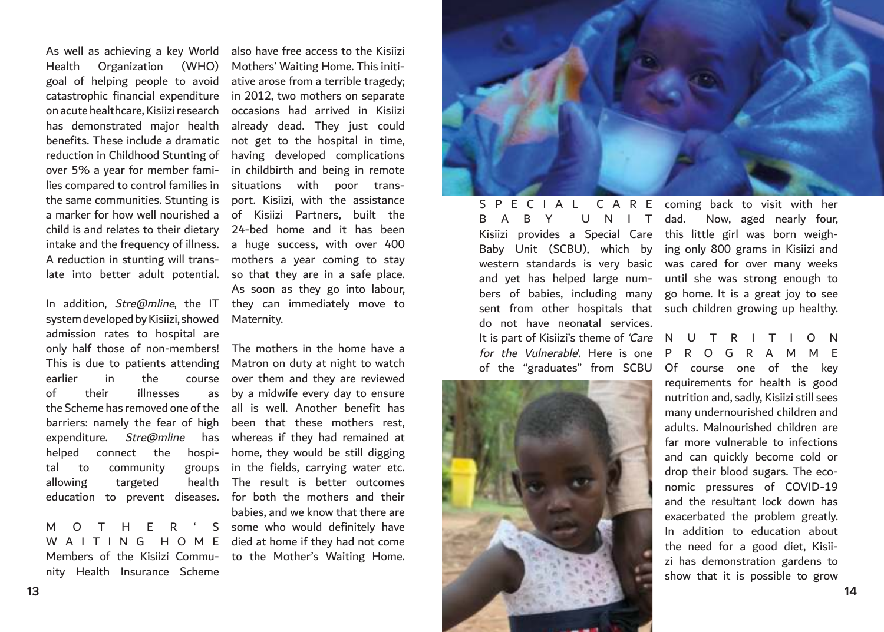As well as achieving a key World Health Organization (WHO) goal of helping people to avoid catastrophic financial expenditure on acute healthcare, Kisiizi research has demonstrated major health benefits. These include a dramatic reduction in Childhood Stunting of over 5% a year for member families compared to control families in the same communities. Stunting is a marker for how well nourished a child is and relates to their dietary intake and the frequency of illness. A reduction in stunting will translate into better adult potential.

In addition, *Stre@mline*, the IT system developed by Kisiizi, showed admission rates to hospital are only half those of non-members! This is due to patients attending earlier in the course of their illnesses as the Scheme has removed one of the barriers: namely the fear of high expenditure. *Stre@mline* has helped connect the hospital to community groups allowing targeted health education to prevent diseases.

## MOTHER'S WAITING HOME

Members of the Kisiizi Community Health Insurance Scheme also have free access to the Kisiizi Mothers' Waiting Home. This initiative arose from a terrible tragedy; in 2012, two mothers on separate occasions had arrived in Kisiizi already dead. They just could not get to the hospital in time, having developed complications in childbirth and being in remote situations with poor transport. Kisiizi, with the assistance of Kisiizi Partners, built the 24-bed home and it has been a huge success, with over 400 mothers a year coming to stay so that they are in a safe place. As soon as they go into labour, they can immediately move to Maternity.

The mothers in the home have a Matron on duty at night to watch over them and they are reviewed by a midwife every day to ensure all is well. Another benefit has been that these mothers rest, whereas if they had remained at home, they would be still digging in the fields, carrying water etc. The result is better outcomes for both the mothers and their babies, and we know that there are some who would definitely have died at home if they had not come to the Mother's Waiting Home.

## SPECIAL CARE BABY UNIT

Kisiizi provides a Special Care Baby Unit (SCBU), which by western standards is very basic and yet has helped large numbers of babies, including many sent from other hospitals that do not have neonatal services. It is part of Kisiizi's theme of *'Care for the Vulnerable'*. Here is one of the "graduates" from SCBU coming back to visit with her dad. Now, aged nearly four, this little girl was born weighing only 800 grams in Kisiizi and was cared for over many weeks until she was strong enough to go home. It is a great joy to see such children growing up healthy.

## NUTRITION PROGRAMME

Of course one of the key requirements for health is good nutrition and, sadly, Kisiizi still sees many undernourished children and adults. Malnourished children are far more vulnerable to infections and can quickly become cold or drop their blood sugars. The economic pressures of COVID-19 and the resultant lock down has exacerbated the problem greatly. In addition to education about the need for a good diet, Kisiizi has demonstration gardens to show that it is possible to grow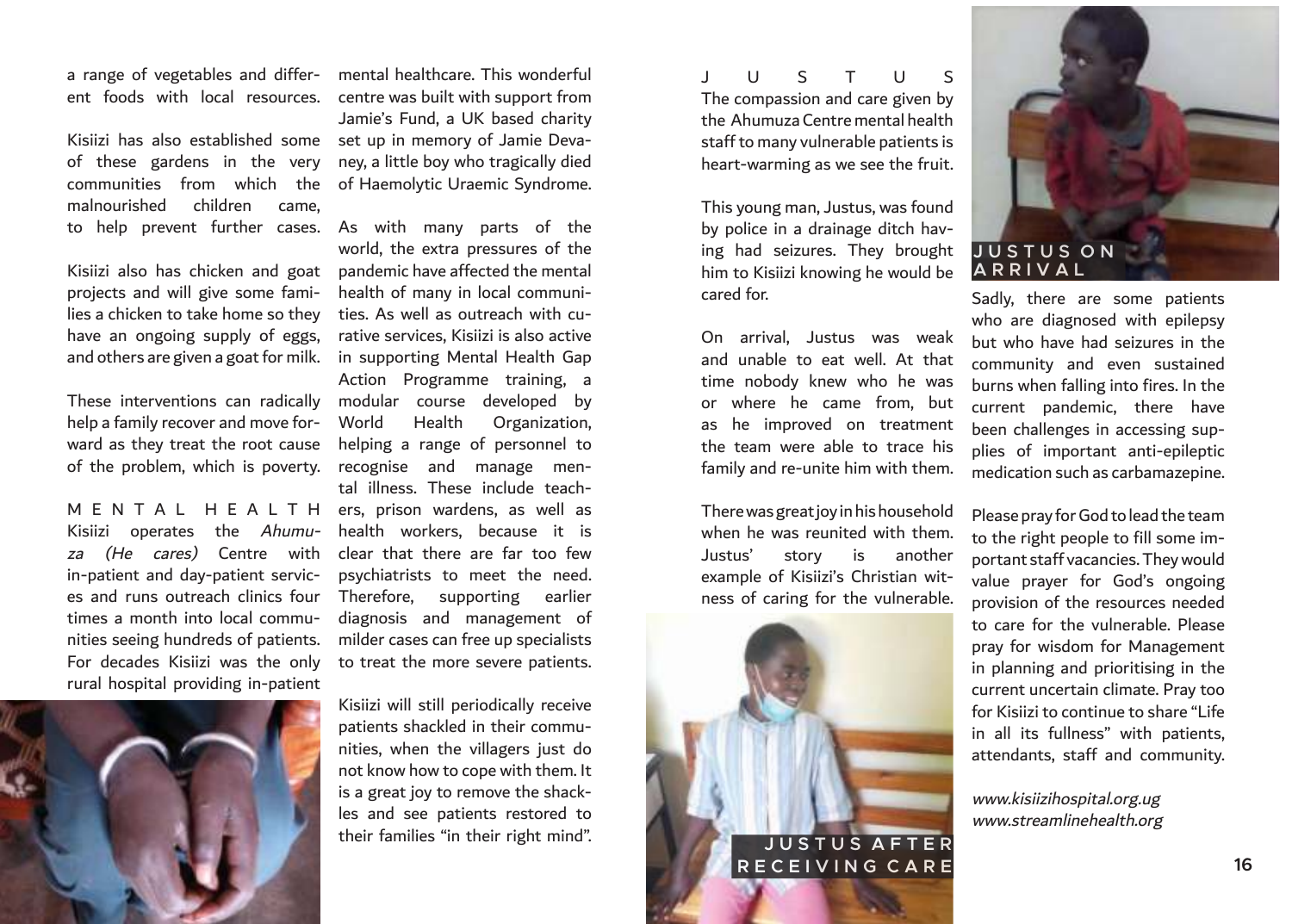a range of vegetables and different foods with local resources.

Kisiizi has also established some of these gardens in the very communities from which the malnourished children came, to help prevent further cases.

Kisiizi also has chicken and goat projects and will give some families a chicken to take home so they have an ongoing supply of eggs, and others are given a goat for milk.

These interventions can radically help a family recover and move forward as they treat the root cause of the problem, which is poverty.

## MENTAL HEALTH

Kisiizi operates the *Ahumuza (He cares)* Centre with in-patient and day-patient services and runs outreach clinics four times a month into local communities seeing hundreds of patients. For decades Kisiizi was the only rural hospital providing in-patient mental healthcare. This wonderful centre was built with support from Jamie's Fund, a UK based charity set up in memory of Jamie Devaney, a little boy who tragically died of Haemolytic Uraemic Syndrome.

As with many parts of the world, the extra pressures of the pandemic have affected the mental health of many in local communities. As well as outreach with curative services, Kisiizi is also active in supporting Mental Health Gap Action Programme training, a modular course developed by World Health Organization, helping a range of personnel to recognise and manage mental illness. These include teachers, prison wardens, as well as health workers, because it is clear that there are far too few psychiatrists to meet the need. Therefore, supporting earlier diagnosis and management of milder cases can free up specialists to treat the more severe patients.

Kisiizi will still periodically receive patients shackled in their communities, when the villagers just do not know how to cope with them. It is a great joy to remove the shackles and see patients restored to their families "in their right mind".

## JUSTUS

The compassion and care given by the Ahumuza Centre mental health staff to many vulnerable patients is heart-warming as we see the fruit.

This young man, Justus, was found by police in a drainage ditch having had seizures. They brought him to Kisiizi knowing he would be cared for.

On arrival, Justus was weak and unable to eat well. At that time nobody knew who he was or where he came from, but as he improved on treatment the team were able to trace his family and re-unite him with them.

There was great joy in his household when he was reunited with them. Justus' story is another example of Kisiizi's Christian witness of caring for the vulnerable.

JUSTUS AFTER RECEIVING CARE

JUSTUS ON ARRIVAL

Sadly, there are some patients who are diagnosed with epilepsy but who have had seizures in the community and even sustained burns when falling into fires. In the current pandemic, there have been challenges in accessing supplies of important anti-epileptic medication such as carbamazepine.

Please pray for God to lead the team to the right people to fill some important staff vacancies. They would value prayer for God's ongoing provision of the resources needed to care for the vulnerable. Please pray for wisdom for Management in planning and prioritising in the current uncertain climate. Pray too for Kisiizi to continue to share "Life in all its fullness" with patients, attendants, staff and community.

*www.kisiizihospital.org.ug*
*www.streamlinehealth.org*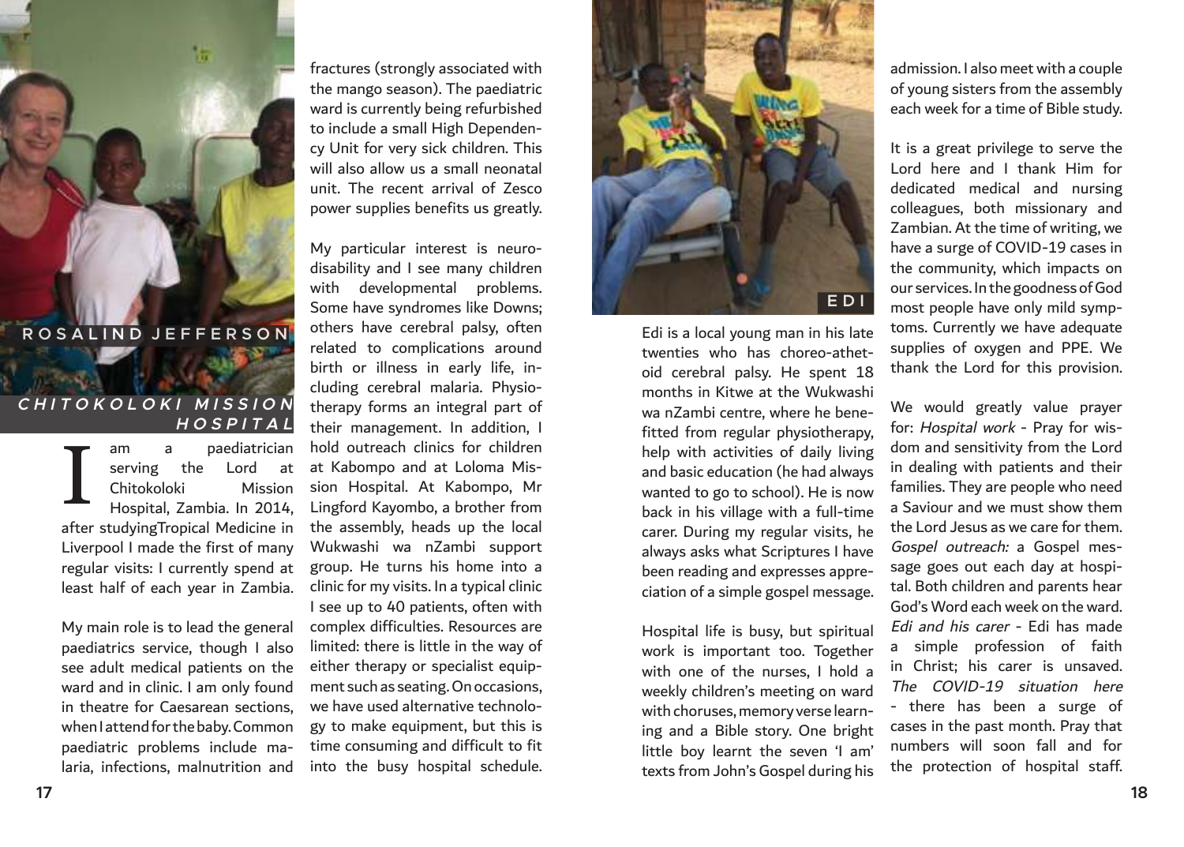## ROSALIND JEFFERSON

### *CHITOKOLOKI MISSION HOSPITAL*

I am a paediatrician serving the Lord at Chitokoloki Mission Hospital, Zambia. In 2014, after studyingTropical Medicine in Liverpool I made the first of many regular visits: I currently spend at least half of each year in Zambia.

My main role is to lead the general paediatrics service, though I also see adult medical patients on the ward and in clinic. I am only found in theatre for Caesarean sections, when I attend for the baby. Common paediatric problems include malaria, infections, malnutrition and fractures (strongly associated with the mango season). The paediatric ward is currently being refurbished to include a small High Dependency Unit for very sick children. This will also allow us a small neonatal unit. The recent arrival of Zesco power supplies benefits us greatly.

My particular interest is neurodisability and I see many children with developmental problems. Some have syndromes like Downs; others have cerebral palsy, often related to complications around birth or illness in early life, including cerebral malaria. Physiotherapy forms an integral part of their management. In addition, I hold outreach clinics for children at Kabompo and at Loloma Mission Hospital. At Kabompo, Mr Lingford Kayombo, a brother from the assembly, heads up the local Wukwashi wa nZambi support group. He turns his home into a clinic for my visits. In a typical clinic I see up to 40 patients, often with complex difficulties. Resources are limited: there is little in the way of either therapy or specialist equipment such as seating. On occasions, we have used alternative technology to make equipment, but this is time consuming and difficult to fit into the busy hospital schedule.

EDI

Edi is a local young man in his late twenties who has choreo-athetoid cerebral palsy. He spent 18 months in Kitwe at the Wukwashi wa nZambi centre, where he benefitted from regular physiotherapy, help with activities of daily living and basic education (he had always wanted to go to school). He is now back in his village with a full-time carer. During my regular visits, he always asks what Scriptures I have been reading and expresses appreciation of a simple gospel message.

Hospital life is busy, but spiritual work is important too. Together with one of the nurses, I hold a weekly children's meeting on ward with choruses, memory verse learning and a Bible story. One bright little boy learnt the seven 'I am' texts from John's Gospel during his admission. I also meet with a couple of young sisters from the assembly each week for a time of Bible study.

It is a great privilege to serve the Lord here and I thank Him for dedicated medical and nursing colleagues, both missionary and Zambian. At the time of writing, we have a surge of COVID-19 cases in the community, which impacts on our services. In the goodness of God most people have only mild symptoms. Currently we have adequate supplies of oxygen and PPE. We thank the Lord for this provision.

We would greatly value prayer for: *Hospital work* - Pray for wisdom and sensitivity from the Lord in dealing with patients and their families. They are people who need a Saviour and we must show them the Lord Jesus as we care for them. *Gospel outreach:* a Gospel message goes out each day at hospital. Both children and parents hear God's Word each week on the ward. *Edi and his carer* - Edi has made a simple profession of faith in Christ; his carer is unsaved. *The COVID-19 situation here* - there has been a surge of cases in the past month. Pray that numbers will soon fall and for the protection of hospital staff.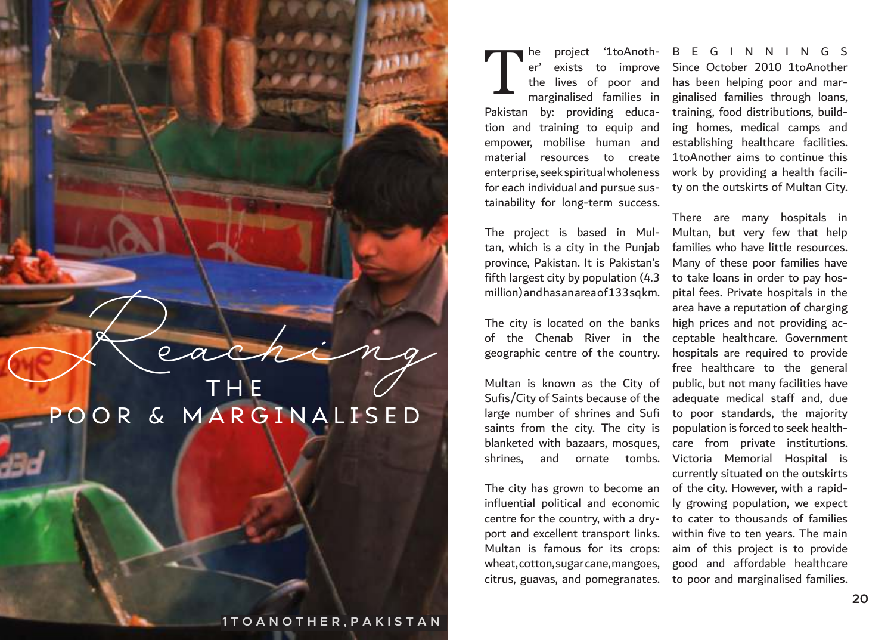# *Reaching* THE POOR & MARGINALISED

1TOANOTHER, PAKISTAN

The project '1toAnother' exists to improve the lives of poor and marginalised families in Pakistan by: providing education and training to equip and empower, mobilise human and material resources to create enterprise, seek spiritual wholeness for each individual and pursue sustainability for long-term success.

The project is based in Multan, which is a city in the Punjab province, Pakistan. It is Pakistan's fifth largest city by population (4.3 million) and has an area of 133 sq km.

The city is located on the banks of the Chenab River in the geographic centre of the country.

Multan is known as the City of Sufis/City of Saints because of the large number of shrines and Sufi saints from the city. The city is blanketed with bazaars, mosques, shrines, and ornate tombs.

The city has grown to become an influential political and economic centre for the country, with a dry-port and excellent transport links. Multan is famous for its crops: wheat, cotton, sugar cane, mangoes, citrus, guavas, and pomegranates.

## BEGINNINGS

Since October 2010 1toAnother has been helping poor and marginalised families through loans, training, food distributions, building homes, medical camps and establishing healthcare facilities. 1toAnother aims to continue this work by providing a health facility on the outskirts of Multan City.

There are many hospitals in Multan, but very few that help families who have little resources. Many of these poor families have to take loans in order to pay hospital fees. Private hospitals in the area have a reputation of charging high prices and not providing acceptable healthcare. Government hospitals are required to provide free healthcare to the general public, but not many facilities have adequate medical staff and, due to poor standards, the majority population is forced to seek healthcare from private institutions. Victoria Memorial Hospital is currently situated on the outskirts of the city. However, with a rapidly growing population, we expect to cater to thousands of families within five to ten years. The main aim of this project is to provide good and affordable healthcare to poor and marginalised families.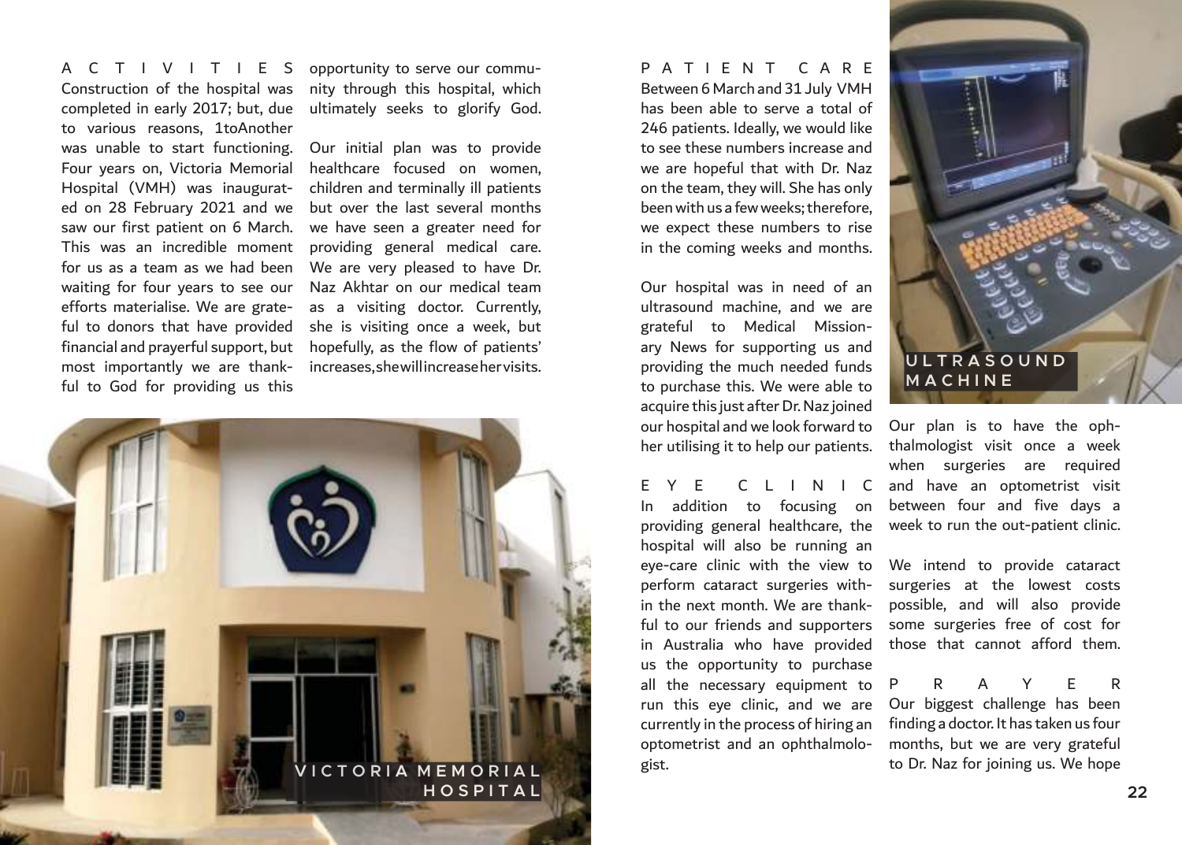## ACTIVITIES

Construction of the hospital was completed in early 2017; but, due to various reasons, 1toAnother was unable to start functioning. Four years on, Victoria Memorial Hospital (VMH) was inaugurated on 28 February 2021 and we saw our first patient on 6 March. This was an incredible moment for us as a team as we had been waiting for four years to see our efforts materialise. We are grateful to donors that have provided financial and prayerful support, but most importantly we are thankful to God for providing us this opportunity to serve our community through this hospital, which ultimately seeks to glorify God.

Our initial plan was to provide healthcare focused on women, children and terminally ill patients but over the last several months we have seen a greater need for providing general medical care. We are very pleased to have Dr. Naz Akhtar on our medical team as a visiting doctor. Currently, she is visiting once a week, but hopefully, as the flow of patients' increases, she will increase her visits.

VICTORIA MEMORIAL HOSPITAL

## PATIENT CARE

Between 6 March and 31 July VMH has been able to serve a total of 246 patients. Ideally, we would like to see these numbers increase and we are hopeful that with Dr. Naz on the team, they will. She has only been with us a few weeks; therefore, we expect these numbers to rise in the coming weeks and months.

Our hospital was in need of an ultrasound machine, and we are grateful to Medical Missionary News for supporting us and providing the much needed funds to purchase this. We were able to acquire this just after Dr. Naz joined our hospital and we look forward to her utilising it to help our patients.

ULTRASOUND MACHINE

## EYE CLINIC

In addition to focusing on providing general healthcare, the hospital will also be running an eye-care clinic with the view to perform cataract surgeries within the next month. We are thankful to our friends and supporters in Australia who have provided us the opportunity to purchase all the necessary equipment to run this eye clinic, and we are currently in the process of hiring an optometrist and an ophthalmologist.

Our plan is to have the ophthalmologist visit once a week when surgeries are required and have an optometrist visit between four and five days a week to run the out-patient clinic.

We intend to provide cataract surgeries at the lowest costs possible, and will also provide some surgeries free of cost for those that cannot afford them.

## PRAYER

Our biggest challenge has been finding a doctor. It has taken us four months, but we are very grateful to Dr. Naz for joining us. We hope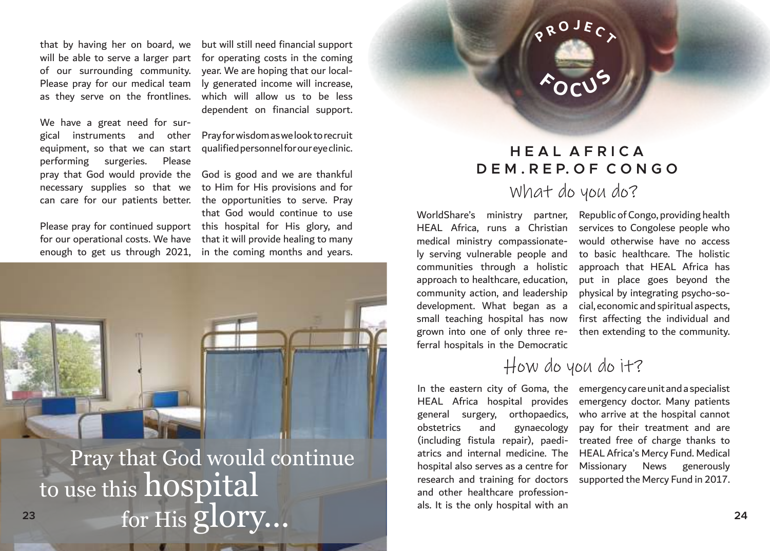that by having her on board, we will be able to serve a larger part of our surrounding community. Please pray for our medical team as they serve on the frontlines.

We have a great need for surgical instruments and other equipment, so that we can start performing surgeries. Please pray that God would provide the necessary supplies so that we can care for our patients better.

Please pray for continued support for our operational costs. We have enough to get us through 2021, but will still need financial support for operating costs in the coming year. We are hoping that our locally generated income will increase, which will allow us to be less dependent on financial support.

Pray for wisdom as we look to recruit qualified personnel for our eye clinic.

God is good and we are thankful to Him for His provisions and for the opportunities to serve. Pray that God would continue to use this hospital for His glory, and that it will provide healing to many in the coming months and years.

Pray that God would continue to use this hospital for His glory...

PROJECT FOCUS

## HEAL AFRICA
## DEM. REP. OF CONGO

### What do you do?

WorldShare's ministry partner, HEAL Africa, runs a Christian medical ministry compassionately serving vulnerable people and communities through a holistic approach to healthcare, education, community action, and leadership development. What began as a small teaching hospital has now grown into one of only three referral hospitals in the Democratic Republic of Congo, providing health services to Congolese people who would otherwise have no access to basic healthcare. The holistic approach that HEAL Africa has put in place goes beyond the physical by integrating psycho-social, economic and spiritual aspects, first affecting the individual and then extending to the community.

### How do you do it?

In the eastern city of Goma, the HEAL Africa hospital provides general surgery, orthopaedics, obstetrics and gynaecology (including fistula repair), paediatrics and internal medicine. The hospital also serves as a centre for research and training for doctors and other healthcare professionals. It is the only hospital with an emergency care unit and a specialist emergency doctor. Many patients who arrive at the hospital cannot pay for their treatment and are treated free of charge thanks to HEAL Africa's Mercy Fund. Medical Missionary News generously supported the Mercy Fund in 2017.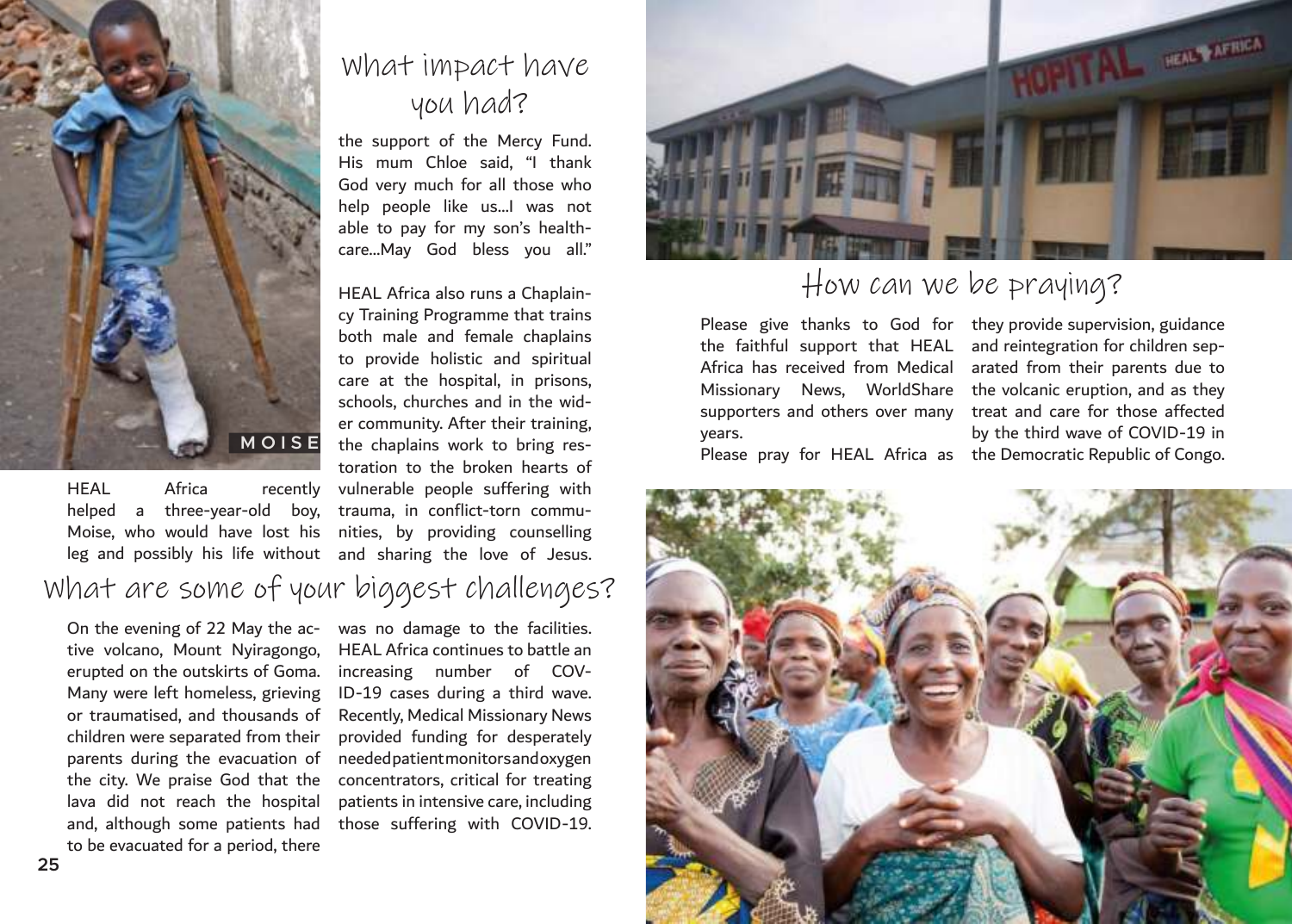## What impact have you had?

HEAL Africa recently helped a three-year-old boy, Moise, who would have lost his leg and possibly his life without the support of the Mercy Fund. His mum Chloe said, "I thank God very much for all those who help people like us...I was not able to pay for my son's healthcare...May God bless you all."

MOISE

HEAL Africa also runs a Chaplaincy Training Programme that trains both male and female chaplains to provide holistic and spiritual care at the hospital, in prisons, schools, churches and in the wider community. After their training, the chaplains work to bring restoration to the broken hearts of vulnerable people suffering with trauma, in conflict-torn communities, by providing counselling and sharing the love of Jesus.

## What are some of your biggest challenges?

On the evening of 22 May the active volcano, Mount Nyiragongo, erupted on the outskirts of Goma. Many were left homeless, grieving or traumatised, and thousands of children were separated from their parents during the evacuation of the city. We praise God that the lava did not reach the hospital and, although some patients had to be evacuated for a period, there was no damage to the facilities. HEAL Africa continues to battle an increasing number of COVID-19 cases during a third wave. Recently, Medical Missionary News provided funding for desperately needed patient monitors and oxygen concentrators, critical for treating patients in intensive care, including those suffering with COVID-19.

## How can we be praying?

Please give thanks to God for the faithful support that HEAL Africa has received from Medical Missionary News, WorldShare supporters and others over many years.

Please pray for HEAL Africa as they provide supervision, guidance and reintegration for children separated from their parents due to the volcanic eruption, and as they treat and care for those affected by the third wave of COVID-19 in the Democratic Republic of Congo.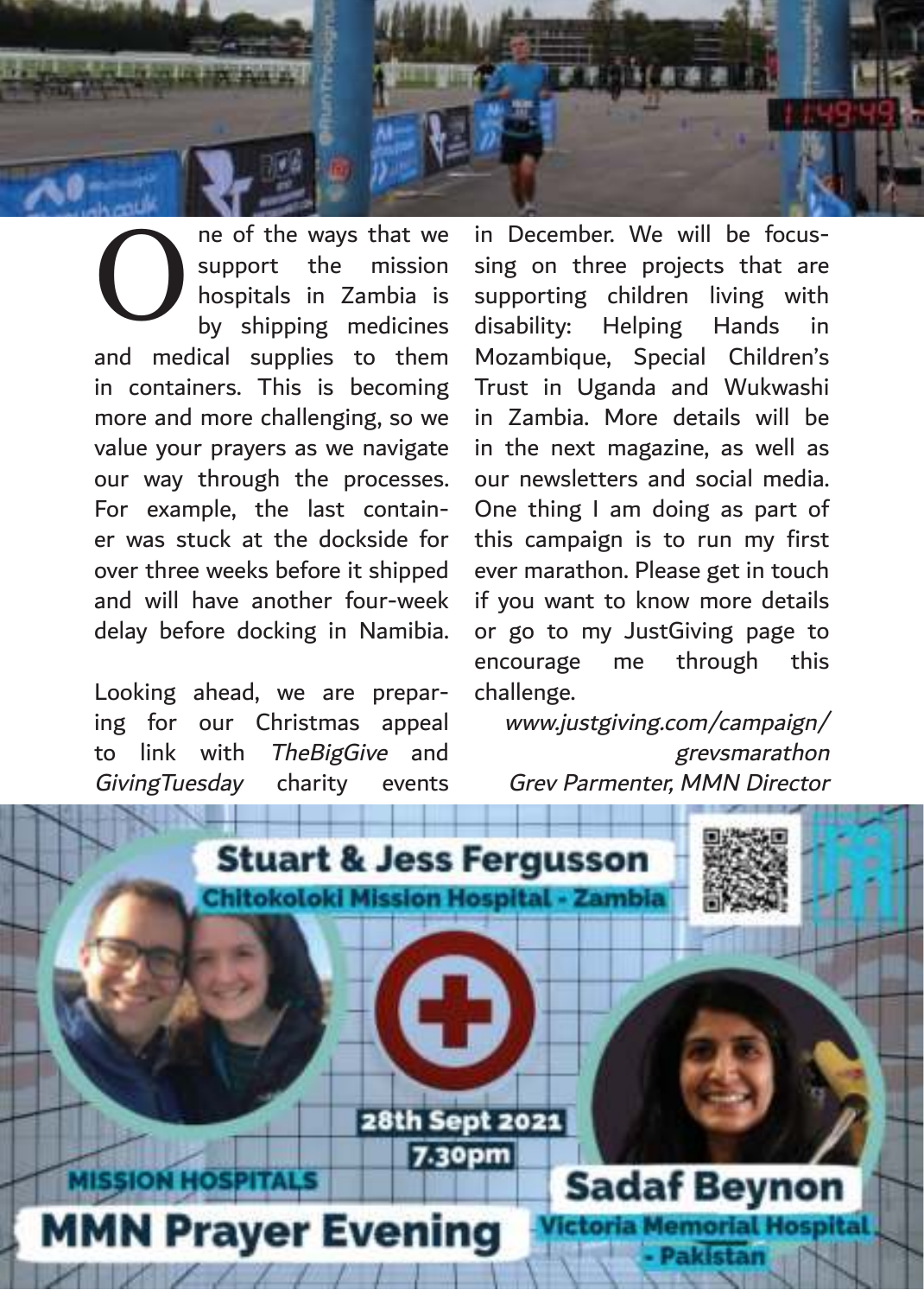One of the ways that we support the mission hospitals in Zambia is by shipping medicines and medical supplies to them in containers. This is becoming more and more challenging, so we value your prayers as we navigate our way through the processes. For example, the last container was stuck at the dockside for over three weeks before it shipped and will have another four-week delay before docking in Namibia.

Looking ahead, we are preparing for our Christmas appeal to link with *TheBigGive* and *GivingTuesday* charity events in December. We will be focussing on three projects that are supporting children living with disability: Helping Hands in Mozambique, Special Children's Trust in Uganda and Wukwashi in Zambia. More details will be in the next magazine, as well as our newsletters and social media. One thing I am doing as part of this campaign is to run my first ever marathon. Please get in touch if you want to know more details or go to my JustGiving page to encourage me through this challenge.

*www.justgiving.com/campaign/grevsmarathon*

*Grev Parmenter, MMN Director*

**Stuart & Jess Fergusson**
Chitokoloki Mission Hospital - Zambia

28th Sept 2021
7.30pm

MISSION HOSPITALS
**MMN Prayer Evening**

**Sadaf Beynon**
Victoria Memorial Hospital - Pakistan